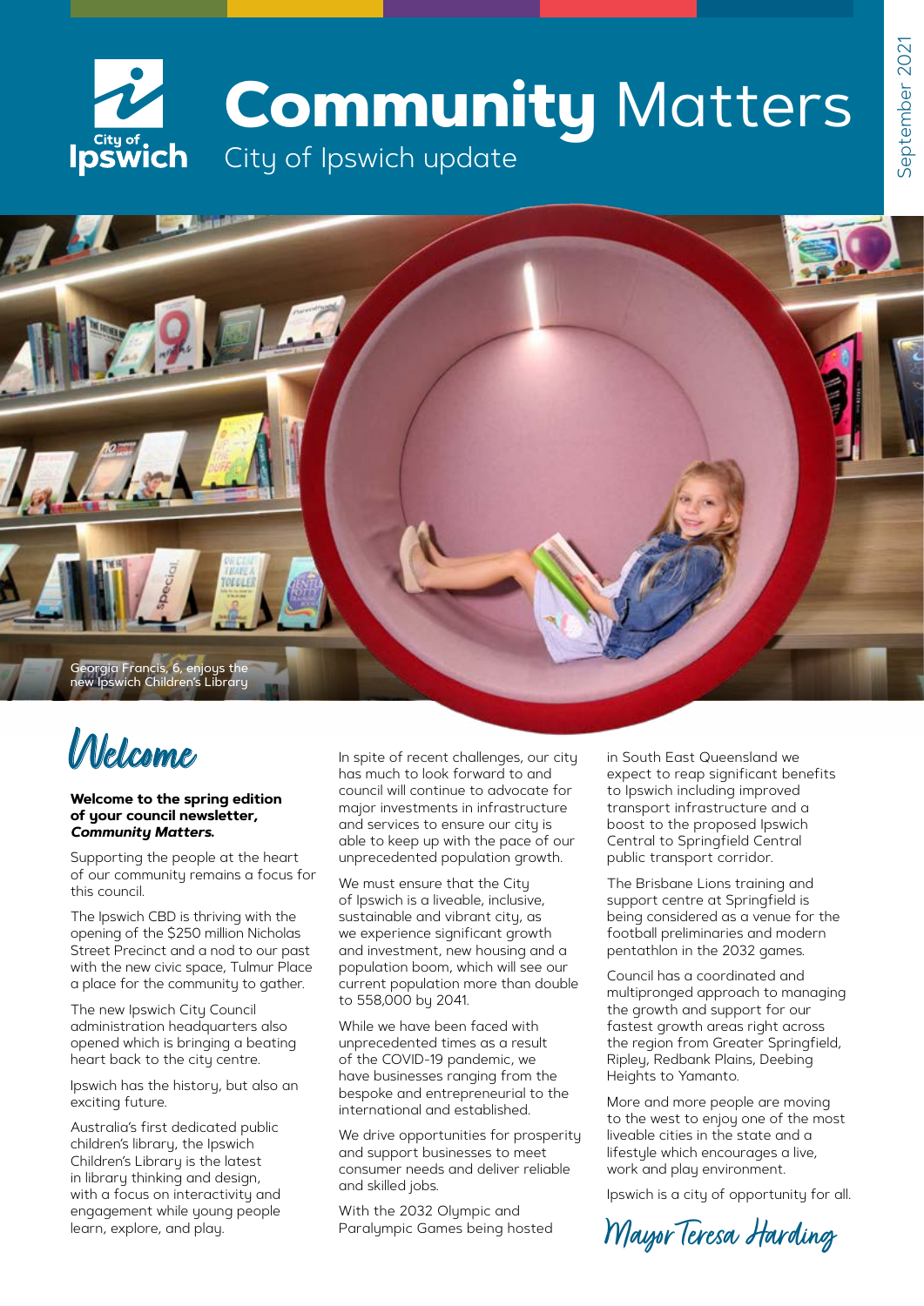# Community Matters

City of Ipswich update

September 2021

Georgia Francis, 6, enjoys the new Ipswich Children's Library

## Welcome

**Welcome to the spring edition of your council newsletter, *Community Matters*.**

Supporting the people at the heart of our community remains a focus for this council.

The Ipswich CBD is thriving with the opening of the $250 million Nicholas Street Precinct and a nod to our past with the new civic space, Tulmur Place a place for the community to gather.

The new Ipswich City Council administration headquarters also opened which is bringing a beating heart back to the city centre.

Ipswich has the history, but also an exciting future.

Australia's first dedicated public children's library, the Ipswich Children's Library is the latest in library thinking and design, with a focus on interactivity and engagement while young people learn, explore, and play.

In spite of recent challenges, our city has much to look forward to and council will continue to advocate for major investments in infrastructure and services to ensure our city is able to keep up with the pace of our unprecedented population growth.

We must ensure that the City of Ipswich is a liveable, inclusive, sustainable and vibrant city, as we experience significant growth and investment, new housing and a population boom, which will see our current population more than double to 558,000 by 2041.

While we have been faced with unprecedented times as a result of the COVID-19 pandemic, we have businesses ranging from the bespoke and entrepreneurial to the international and established.

We drive opportunities for prosperity and support businesses to meet consumer needs and deliver reliable and skilled jobs.

With the 2032 Olympic and Paralympic Games being hosted in South East Queensland we expect to reap significant benefits to Ipswich including improved transport infrastructure and a boost to the proposed Ipswich Central to Springfield Central public transport corridor.

The Brisbane Lions training and support centre at Springfield is being considered as a venue for the football preliminaries and modern pentathlon in the 2032 games.

Council has a coordinated and multipronged approach to managing the growth and support for our fastest growth areas right across the region from Greater Springfield, Ripley, Redbank Plains, Deebing Heights to Yamanto.

More and more people are moving to the west to enjoy one of the most liveable cities in the state and a lifestyle which encourages a live, work and play environment.

Ipswich is a city of opportunity for all.

Mayor Teresa Harding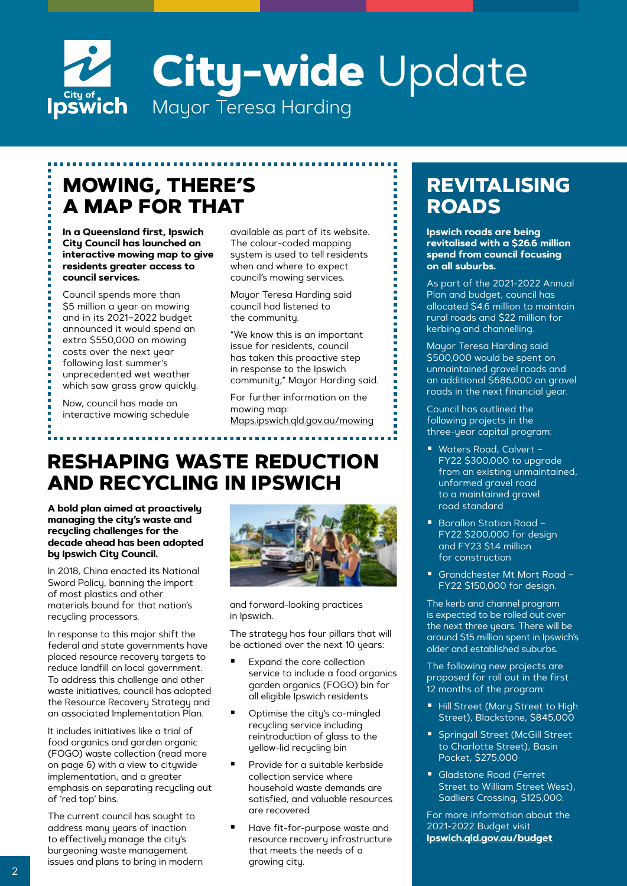# City-wide Update

Mayor Teresa Harding

## MOWING, THERE'S A MAP FOR THAT

**In a Queensland first, Ipswich City Council has launched an interactive mowing map to give residents greater access to council services.**

Council spends more than $5 million a year on mowing and in its 2021–2022 budget announced it would spend an extra $550,000 on mowing costs over the next year following last summer's unprecedented wet weather which saw grass grow quickly.

Now, council has made an interactive mowing schedule available as part of its website. The colour-coded mapping system is used to tell residents when and where to expect council's mowing services.

Mayor Teresa Harding said council had listened to the community.

"We know this is an important issue for residents, council has taken this proactive step in response to the Ipswich community," Mayor Harding said.

For further information on the mowing map: Maps.ipswich.qld.gov.au/mowing

## RESHAPING WASTE REDUCTION AND RECYCLING IN IPSWICH

**A bold plan aimed at proactively managing the city's waste and recycling challenges for the decade ahead has been adopted by Ipswich City Council.**

In 2018, China enacted its National Sword Policy, banning the import of most plastics and other materials bound for that nation's recycling processors.

In response to this major shift the federal and state governments have placed resource recovery targets to reduce landfill on local government. To address this challenge and other waste initiatives, council has adopted the Resource Recovery Strategy and an associated Implementation Plan.

It includes initiatives like a trial of food organics and garden organic (FOGO) waste collection (read more on page 6) with a view to citywide implementation, and a greater emphasis on separating recycling out of 'red top' bins.

The current council has sought to address many years of inaction to effectively manage the city's burgeoning waste management issues and plans to bring in modern and forward-looking practices in Ipswich.

The strategy has four pillars that will be actioned over the next 10 years:

- Expand the core collection service to include a food organics garden organics (FOGO) bin for all eligible Ipswich residents
- Optimise the city's co-mingled recycling service including reintroduction of glass to the yellow-lid recycling bin
- Provide for a suitable kerbside collection service where household waste demands are satisfied, and valuable resources are recovered
- Have fit-for-purpose waste and resource recovery infrastructure that meets the needs of a growing city.

## REVITALISING ROADS

**Ipswich roads are being revitalised with a $26.6 million spend from council focusing on all suburbs.**

As part of the 2021-2022 Annual Plan and budget, council has allocated $4.6 million to maintain rural roads and $22 million for kerbing and channelling.

Mayor Teresa Harding said $500,000 would be spent on unmaintained gravel roads and an additional $686,000 on gravel roads in the next financial year.

Council has outlined the following projects in the three-year capital program:

- Waters Road, Calvert – FY22 $300,000 to upgrade from an existing unmaintained, unformed gravel road to a maintained gravel road standard
- Borallon Station Road – FY22 $200,000 for design and FY23 $1.4 million for construction
- Grandchester Mt Mort Road – FY22 $150,000 for design.

The kerb and channel program is expected to be rolled out over the next three years. There will be around $15 million spent in Ipswich's older and established suburbs.

The following new projects are proposed for roll out in the first 12 months of the program:

- Hill Street (Mary Street to High Street), Blackstone, $845,000
- Springall Street (McGill Street to Charlotte Street), Basin Pocket, $275,000
- Gladstone Road (Ferret Street to William Street West), Sadliers Crossing, $125,000.

For more information about the 2021-2022 Budget visit **Ipswich.qld.gov.au/budget**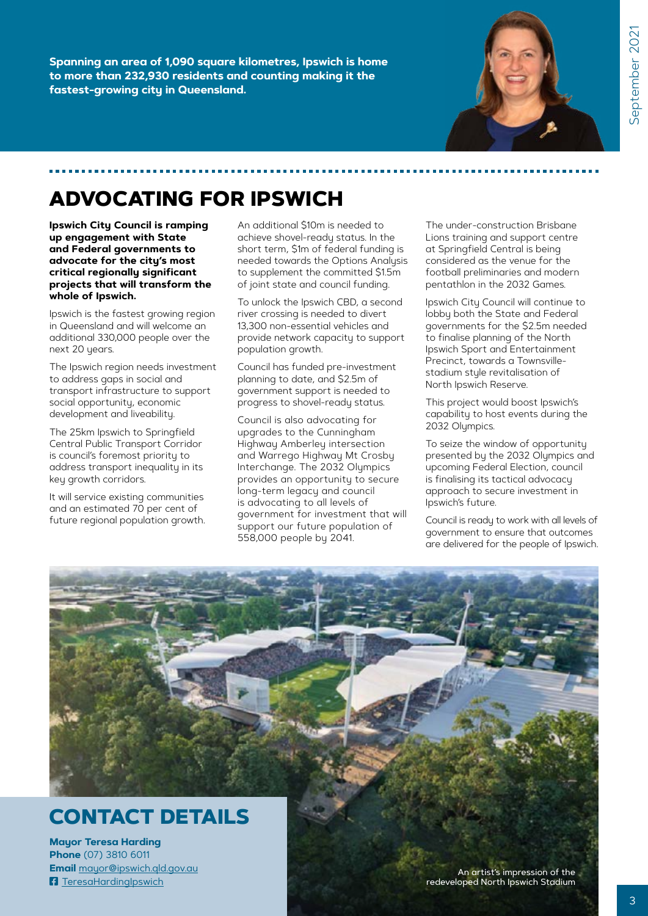**Spanning an area of 1,090 square kilometres, Ipswich is home to more than 232,930 residents and counting making it the fastest-growing city in Queensland.**

# ADVOCATING FOR IPSWICH

**Ipswich City Council is ramping up engagement with State and Federal governments to advocate for the city's most critical regionally significant projects that will transform the whole of Ipswich.**

Ipswich is the fastest growing region in Queensland and will welcome an additional 330,000 people over the next 20 years.

The Ipswich region needs investment to address gaps in social and transport infrastructure to support social opportunity, economic development and liveability.

The 25km Ipswich to Springfield Central Public Transport Corridor is council's foremost priority to address transport inequality in its key growth corridors.

It will service existing communities and an estimated 70 per cent of future regional population growth.

An additional $10m is needed to achieve shovel-ready status. In the short term, $1m of federal funding is needed towards the Options Analysis to supplement the committed $1.5m of joint state and council funding.

To unlock the Ipswich CBD, a second river crossing is needed to divert 13,300 non-essential vehicles and provide network capacity to support population growth.

Council has funded pre-investment planning to date, and $2.5m of government support is needed to progress to shovel-ready status.

Council is also advocating for upgrades to the Cunningham Highway Amberley intersection and Warrego Highway Mt Crosby Interchange. The 2032 Olympics provides an opportunity to secure long-term legacy and council is advocating to all levels of government for investment that will support our future population of 558,000 people by 2041.

The under-construction Brisbane Lions training and support centre at Springfield Central is being considered as the venue for the football preliminaries and modern pentathlon in the 2032 Games.

Ipswich City Council will continue to lobby both the State and Federal governments for the $2.5m needed to finalise planning of the North Ipswich Sport and Entertainment Precinct, towards a Townsville-stadium style revitalisation of North Ipswich Reserve.

This project would boost Ipswich's capability to host events during the 2032 Olympics.

To seize the window of opportunity presented by the 2032 Olympics and upcoming Federal Election, council is finalising its tactical advocacy approach to secure investment in Ipswich's future.

Council is ready to work with all levels of government to ensure that outcomes are delivered for the people of Ipswich.

An artist's impression of the redeveloped North Ipswich Stadium

## CONTACT DETAILS

**Mayor Teresa Harding**
**Phone** (07) 3810 6011
**Email** mayor@ipswich.qld.gov.au
TeresaHardingIpswich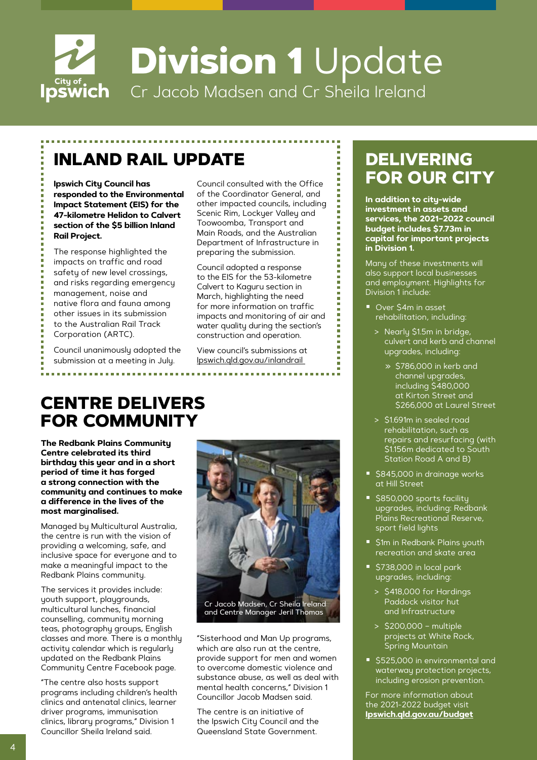# Division 1 Update

Cr Jacob Madsen and Cr Sheila Ireland

## INLAND RAIL UPDATE

**Ipswich City Council has responded to the Environmental Impact Statement (EIS) for the 47-kilometre Helidon to Calvert section of the $5 billion Inland Rail Project.**

The response highlighted the impacts on traffic and road safety of new level crossings, and risks regarding emergency management, noise and native flora and fauna among other issues in its submission to the Australian Rail Track Corporation (ARTC).

Council unanimously adopted the submission at a meeting in July.

Council consulted with the Office of the Coordinator General, and other impacted councils, including Scenic Rim, Lockyer Valley and Toowoomba, Transport and Main Roads, and the Australian Department of Infrastructure in preparing the submission.

Council adopted a response to the EIS for the 53-kilometre Calvert to Kaguru section in March, highlighting the need for more information on traffic impacts and monitoring of air and water quality during the section's construction and operation.

View council's submissions at Ipswich.qld.gov.au/inlandrail

## CENTRE DELIVERS FOR COMMUNITY

**The Redbank Plains Community Centre celebrated its third birthday this year and in a short period of time it has forged a strong connection with the community and continues to make a difference in the lives of the most marginalised.**

Managed by Multicultural Australia, the centre is run with the vision of providing a welcoming, safe, and inclusive space for everyone and to make a meaningful impact to the Redbank Plains community.

The services it provides include: youth support, playgrounds, multicultural lunches, financial counselling, community morning teas, photography groups, English classes and more. There is a monthly activity calendar which is regularly updated on the Redbank Plains Community Centre Facebook page.

"The centre also hosts support programs including children's health clinics and antenatal clinics, learner driver programs, immunisation clinics, library programs," Division 1 Councillor Sheila Ireland said.

Cr Jacob Madsen, Cr Sheila Ireland and Centre Manager Jeril Thomas

"Sisterhood and Man Up programs, which are also run at the centre, provide support for men and women to overcome domestic violence and substance abuse, as well as deal with mental health concerns," Division 1 Councillor Jacob Madsen said.

The centre is an initiative of the Ipswich City Council and the Queensland State Government.

## DELIVERING FOR OUR CITY

**In addition to city-wide investment in assets and services, the 2021–2022 council budget includes $7.73m in capital for important projects in Division 1.**

Many of these investments will also support local businesses and employment. Highlights for Division 1 include:

- Over $4m in asset rehabilitation, including:
  - Nearly $1.5m in bridge, culvert and kerb and channel upgrades, including:
    - $786,000 in kerb and channel upgrades, including $480,000 at Kirton Street and $266,000 at Laurel Street
  - $1.691m in sealed road rehabilitation, such as repairs and resurfacing (with $1.156m dedicated to South Station Road A and B)
- $845,000 in drainage works at Hill Street
- $850,000 sports facility upgrades, including: Redbank Plains Recreational Reserve, sport field lights
- $1m in Redbank Plains youth recreation and skate area
- $738,000 in local park upgrades, including:
  - $418,000 for Hardings Paddock visitor hut and Infrastructure
  - $200,000 – multiple projects at White Rock, Spring Mountain
- $525,000 in environmental and waterway protection projects, including erosion prevention.

For more information about the 2021-2022 budget visit **Ipswich.qld.gov.au/budget**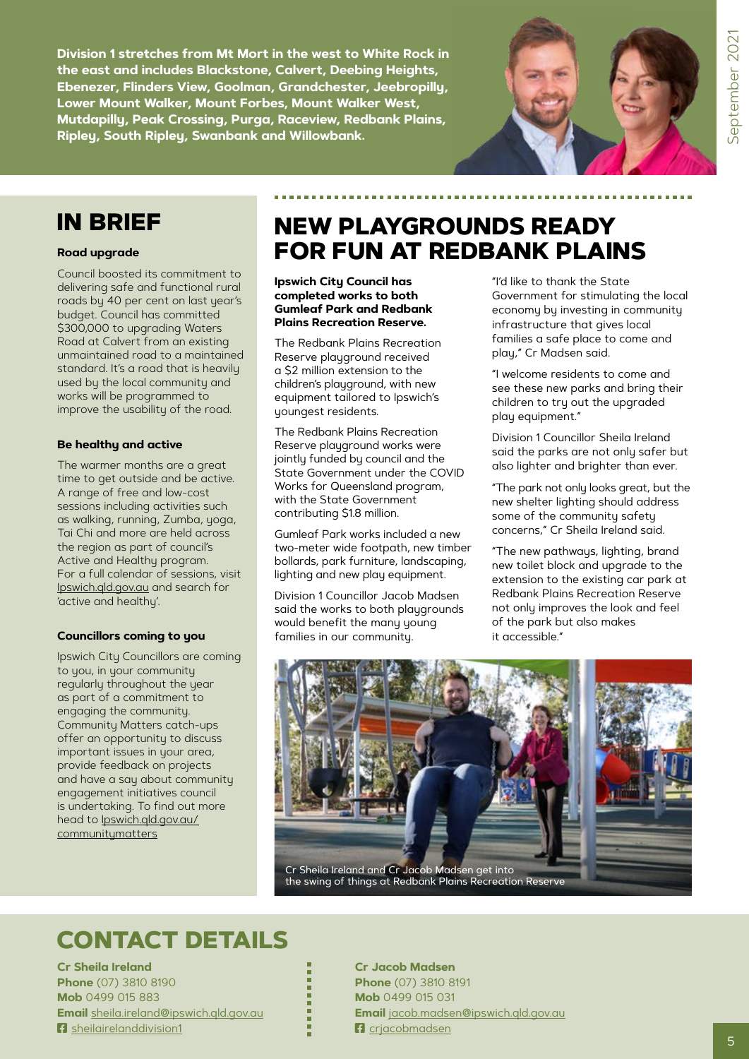Division 1 stretches from Mt Mort in the west to White Rock in the east and includes Blackstone, Calvert, Deebing Heights, Ebenezer, Flinders View, Goolman, Grandchester, Jeebropilly, Lower Mount Walker, Mount Forbes, Mount Walker West, Mutdapilly, Peak Crossing, Purga, Raceview, Redbank Plains, Ripley, South Ripley, Swanbank and Willowbank.

## IN BRIEF

**Road upgrade**

Council boosted its commitment to delivering safe and functional rural roads by 40 per cent on last year's budget. Council has committed $300,000 to upgrading Waters Road at Calvert from an existing unmaintained road to a maintained standard. It's a road that is heavily used by the local community and works will be programmed to improve the usability of the road.

**Be healthy and active**

The warmer months are a great time to get outside and be active. A range of free and low-cost sessions including activities such as walking, running, Zumba, yoga, Tai Chi and more are held across the region as part of council's Active and Healthy program. For a full calendar of sessions, visit Ipswich.qld.gov.au and search for 'active and healthy'.

**Councillors coming to you**

Ipswich City Councillors are coming to you, in your community regularly throughout the year as part of a commitment to engaging the community. Community Matters catch-ups offer an opportunity to discuss important issues in your area, provide feedback on projects and have a say about community engagement initiatives council is undertaking. To find out more head to Ipswich.qld.gov.au/communitymatters

## NEW PLAYGROUNDS READY FOR FUN AT REDBANK PLAINS

**Ipswich City Council has completed works to both Gumleaf Park and Redbank Plains Recreation Reserve.**

The Redbank Plains Recreation Reserve playground received a $2 million extension to the children's playground, with new equipment tailored to Ipswich's youngest residents.

The Redbank Plains Recreation Reserve playground works were jointly funded by council and the State Government under the COVID Works for Queensland program, with the State Government contributing $1.8 million.

Gumleaf Park works included a new two-meter wide footpath, new timber bollards, park furniture, landscaping, lighting and new play equipment.

Division 1 Councillor Jacob Madsen said the works to both playgrounds would benefit the many young families in our community.

"I'd like to thank the State Government for stimulating the local economy by investing in community infrastructure that gives local families a safe place to come and play," Cr Madsen said.

"I welcome residents to come and see these new parks and bring their children to try out the upgraded play equipment."

Division 1 Councillor Sheila Ireland said the parks are not only safer but also lighter and brighter than ever.

"The park not only looks great, but the new shelter lighting should address some of the community safety concerns," Cr Sheila Ireland said.

"The new pathways, lighting, brand new toilet block and upgrade to the extension to the existing car park at Redbank Plains Recreation Reserve not only improves the look and feel of the park but also makes it accessible."

Cr Sheila Ireland and Cr Jacob Madsen get into the swing of things at Redbank Plains Recreation Reserve

## CONTACT DETAILS

**Cr Sheila Ireland**
**Phone** (07) 3810 8190
**Mob** 0499 015 883
**Email** sheila.ireland@ipswich.qld.gov.au
sheilairelanddivision1

**Cr Jacob Madsen**
**Phone** (07) 3810 8191
**Mob** 0499 015 031
**Email** jacob.madsen@ipswich.qld.gov.au
crjacobmadsen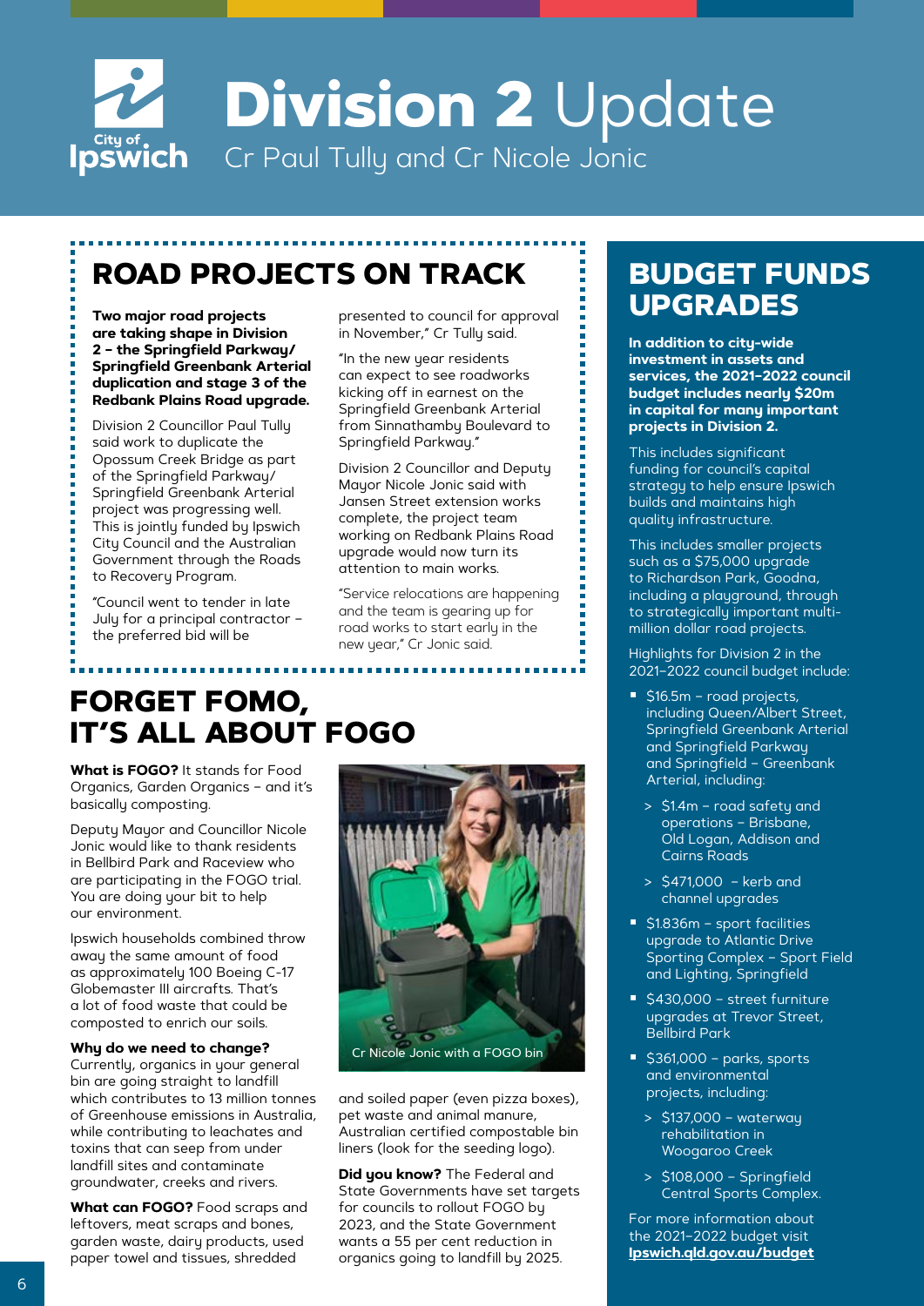# Division 2 Update

Cr Paul Tully and Cr Nicole Jonic

## ROAD PROJECTS ON TRACK

**Two major road projects are taking shape in Division 2 – the Springfield Parkway/ Springfield Greenbank Arterial duplication and stage 3 of the Redbank Plains Road upgrade.**

Division 2 Councillor Paul Tully said work to duplicate the Opossum Creek Bridge as part of the Springfield Parkway/ Springfield Greenbank Arterial project was progressing well. This is jointly funded by Ipswich City Council and the Australian Government through the Roads to Recovery Program.

"Council went to tender in late July for a principal contractor – the preferred bid will be presented to council for approval in November," Cr Tully said.

"In the new year residents can expect to see roadworks kicking off in earnest on the Springfield Greenbank Arterial from Sinnathamby Boulevard to Springfield Parkway."

Division 2 Councillor and Deputy Mayor Nicole Jonic said with Jansen Street extension works complete, the project team working on Redbank Plains Road upgrade would now turn its attention to main works.

"Service relocations are happening and the team is gearing up for road works to start early in the new year," Cr Jonic said.

## FORGET FOMO, IT'S ALL ABOUT FOGO

**What is FOGO?** It stands for Food Organics, Garden Organics – and it's basically composting.

Deputy Mayor and Councillor Nicole Jonic would like to thank residents in Bellbird Park and Raceview who are participating in the FOGO trial. You are doing your bit to help our environment.

Ipswich households combined throw away the same amount of food as approximately 100 Boeing C-17 Globemaster III aircrafts. That's a lot of food waste that could be composted to enrich our soils.

**Why do we need to change?** Currently, organics in your general bin are going straight to landfill which contributes to 13 million tonnes of Greenhouse emissions in Australia, while contributing to leachates and toxins that can seep from under landfill sites and contaminate groundwater, creeks and rivers.

**What can FOGO?** Food scraps and leftovers, meat scraps and bones, garden waste, dairy products, used paper towel and tissues, shredded and soiled paper (even pizza boxes), pet waste and animal manure, Australian certified compostable bin liners (look for the seeding logo).

Cr Nicole Jonic with a FOGO bin

**Did you know?** The Federal and State Governments have set targets for councils to rollout FOGO by 2023, and the State Government wants a 55 per cent reduction in organics going to landfill by 2025.

## BUDGET FUNDS UPGRADES

**In addition to city-wide investment in assets and services, the 2021–2022 council budget includes nearly $20m in capital for many important projects in Division 2.**

This includes significant funding for council's capital strategy to help ensure Ipswich builds and maintains high quality infrastructure.

This includes smaller projects such as a $75,000 upgrade to Richardson Park, Goodna, including a playground, through to strategically important multi-million dollar road projects.

Highlights for Division 2 in the 2021–2022 council budget include:

- $16.5m – road projects, including Queen/Albert Street, Springfield Greenbank Arterial and Springfield Parkway and Springfield – Greenbank Arterial, including:
  - $1.4m – road safety and operations – Brisbane, Old Logan, Addison and Cairns Roads
  - $471,000 – kerb and channel upgrades
- $1.836m – sport facilities upgrade to Atlantic Drive Sporting Complex – Sport Field and Lighting, Springfield
- $430,000 – street furniture upgrades at Trevor Street, Bellbird Park
- $361,000 – parks, sports and environmental projects, including:
  - $137,000 – waterway rehabilitation in Woogaroo Creek
  - $108,000 – Springfield Central Sports Complex.

For more information about the 2021–2022 budget visit **Ipswich.qld.gov.au/budget**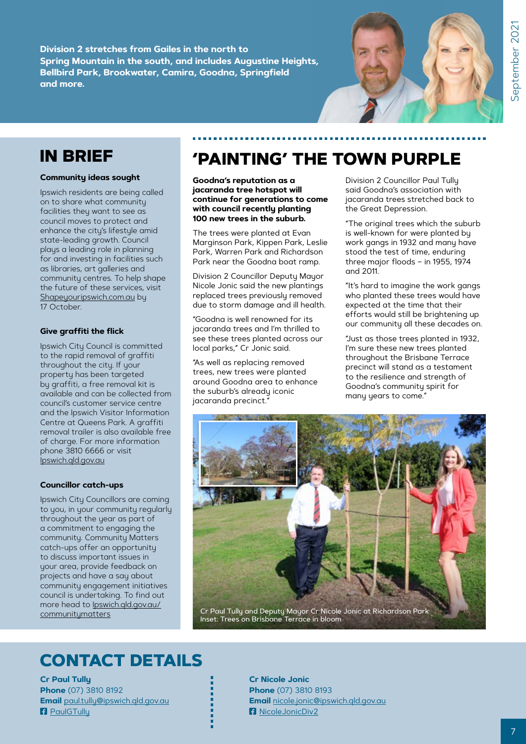Division 2 stretches from Gailes in the north to Spring Mountain in the south, and includes Augustine Heights, Bellbird Park, Brookwater, Camira, Goodna, Springfield and more.

## IN BRIEF

**Community ideas sought**

Ipswich residents are being called on to share what community facilities they want to see as council moves to protect and enhance the city's lifestyle amid state-leading growth. Council plays a leading role in planning for and investing in facilities such as libraries, art galleries and community centres. To help shape the future of these services, visit Shapeyouripswich.com.au by 17 October.

**Give graffiti the flick**

Ipswich City Council is committed to the rapid removal of graffiti throughout the city. If your property has been targeted by graffiti, a free removal kit is available and can be collected from council's customer service centre and the Ipswich Visitor Information Centre at Queens Park. A graffiti removal trailer is also available free of charge. For more information phone 3810 6666 or visit Ipswich.qld.gov.au

**Councillor catch-ups**

Ipswich City Councillors are coming to you, in your community regularly throughout the year as part of a commitment to engaging the community. Community Matters catch-ups offer an opportunity to discuss important issues in your area, provide feedback on projects and have a say about community engagement initiatives council is undertaking. To find out more head to Ipswich.qld.gov.au/communitymatters

## 'PAINTING' THE TOWN PURPLE

**Goodna's reputation as a jacaranda tree hotspot will continue for generations to come with council recently planting 100 new trees in the suburb.**

The trees were planted at Evan Marginson Park, Kippen Park, Leslie Park, Warren Park and Richardson Park near the Goodna boat ramp.

Division 2 Councillor Deputy Mayor Nicole Jonic said the new plantings replaced trees previously removed due to storm damage and ill health.

"Goodna is well renowned for its jacaranda trees and I'm thrilled to see these trees planted across our local parks," Cr Jonic said.

"As well as replacing removed trees, new trees were planted around Goodna area to enhance the suburb's already iconic jacaranda precinct."

Division 2 Councillor Paul Tully said Goodna's association with jacaranda trees stretched back to the Great Depression.

"The original trees which the suburb is well-known for were planted by work gangs in 1932 and many have stood the test of time, enduring three major floods – in 1955, 1974 and 2011.

"It's hard to imagine the work gangs who planted these trees would have expected at the time that their efforts would still be brightening up our community all these decades on.

"Just as those trees planted in 1932, I'm sure these new trees planted throughout the Brisbane Terrace precinct will stand as a testament to the resilience and strength of Goodna's community spirit for many years to come."

Cr Paul Tully and Deputy Mayor Cr Nicole Jonic at Richardson Park
Inset: Trees on Brisbane Terrace in bloom

## CONTACT DETAILS

**Cr Paul Tully**
**Phone** (07) 3810 8192
**Email** paul.tully@ipswich.qld.gov.au
PaulGTully

**Cr Nicole Jonic**
**Phone** (07) 3810 8193
**Email** nicole.jonic@ipswich.qld.gov.au
NicoleJonicDiv2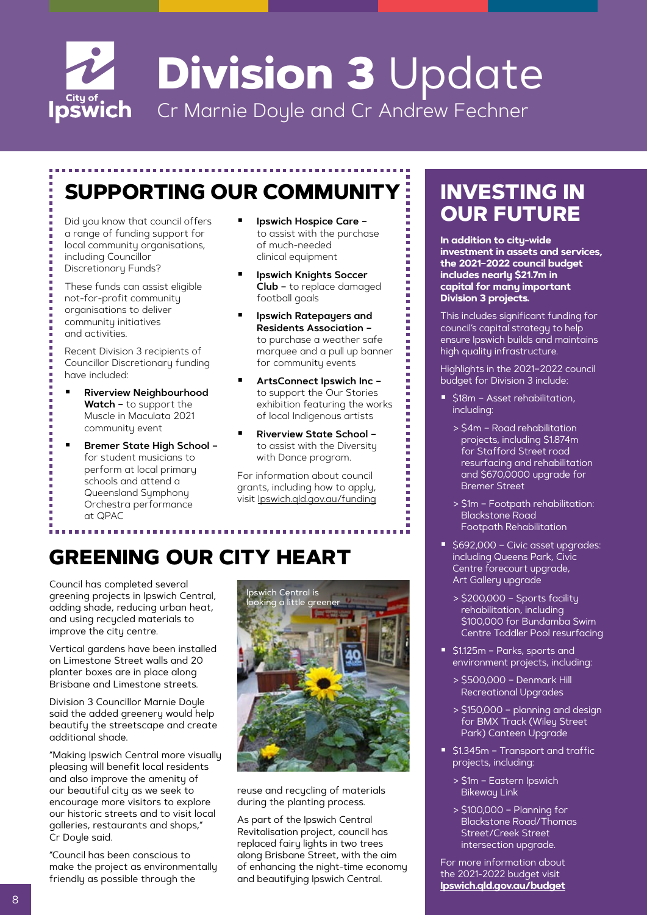# Division 3 Update

Cr Marnie Doyle and Cr Andrew Fechner

## SUPPORTING OUR COMMUNITY

Did you know that council offers a range of funding support for local community organisations, including Councillor Discretionary Funds?

These funds can assist eligible not-for-profit community organisations to deliver community initiatives and activities.

Recent Division 3 recipients of Councillor Discretionary funding have included:

- **Riverview Neighbourhood Watch –** to support the Muscle in Maculata 2021 community event
- **Bremer State High School –** for student musicians to perform at local primary schools and attend a Queensland Symphony Orchestra performance at QPAC
- **Ipswich Hospice Care –** to assist with the purchase of much-needed clinical equipment
- **Ipswich Knights Soccer Club –** to replace damaged football goals
- **Ipswich Ratepayers and Residents Association –** to purchase a weather safe marquee and a pull up banner for community events
- **ArtsConnect Ipswich Inc –** to support the Our Stories exhibition featuring the works of local Indigenous artists
- **Riverview State School –** to assist with the Diversity with Dance program.

For information about council grants, including how to apply, visit Ipswich.qld.gov.au/funding

## GREENING OUR CITY HEART

Council has completed several greening projects in Ipswich Central, adding shade, reducing urban heat, and using recycled materials to improve the city centre.

Vertical gardens have been installed on Limestone Street walls and 20 planter boxes are in place along Brisbane and Limestone streets.

Division 3 Councillor Marnie Doyle said the added greenery would help beautify the streetscape and create additional shade.

"Making Ipswich Central more visually pleasing will benefit local residents and also improve the amenity of our beautiful city as we seek to encourage more visitors to explore our historic streets and to visit local galleries, restaurants and shops," Cr Doyle said.

"Council has been conscious to make the project as environmentally friendly as possible through the reuse and recycling of materials during the planting process.

Ipswich Central is looking a little greener

As part of the Ipswich Central Revitalisation project, council has replaced fairy lights in two trees along Brisbane Street, with the aim of enhancing the night-time economy and beautifying Ipswich Central.

## INVESTING IN OUR FUTURE

**In addition to city-wide investment in assets and services, the 2021–2022 council budget includes nearly $21.7m in capital for many important Division 3 projects.**

This includes significant funding for council's capital strategy to help ensure Ipswich builds and maintains high quality infrastructure.

Highlights in the 2021–2022 council budget for Division 3 include:

- $18m – Asset rehabilitation, including:
  - $4m – Road rehabilitation projects, including $1.874m for Stafford Street road resurfacing and rehabilitation and $670,0000 upgrade for Bremer Street
  - $1m – Footpath rehabilitation: Blackstone Road Footpath Rehabilitation
- $692,000 – Civic asset upgrades: including Queens Park, Civic Centre forecourt upgrade, Art Gallery upgrade
  - $200,000 – Sports facility rehabilitation, including $100,000 for Bundamba Swim Centre Toddler Pool resurfacing
- $1.125m – Parks, sports and environment projects, including:
  - $500,000 – Denmark Hill Recreational Upgrades
  - $150,000 – planning and design for BMX Track (Wiley Street Park) Canteen Upgrade
- $1.345m – Transport and traffic projects, including:
  - $1m – Eastern Ipswich Bikeway Link
  - $100,000 – Planning for Blackstone Road/Thomas Street/Creek Street intersection upgrade.

For more information about the 2021-2022 budget visit **Ipswich.qld.gov.au/budget**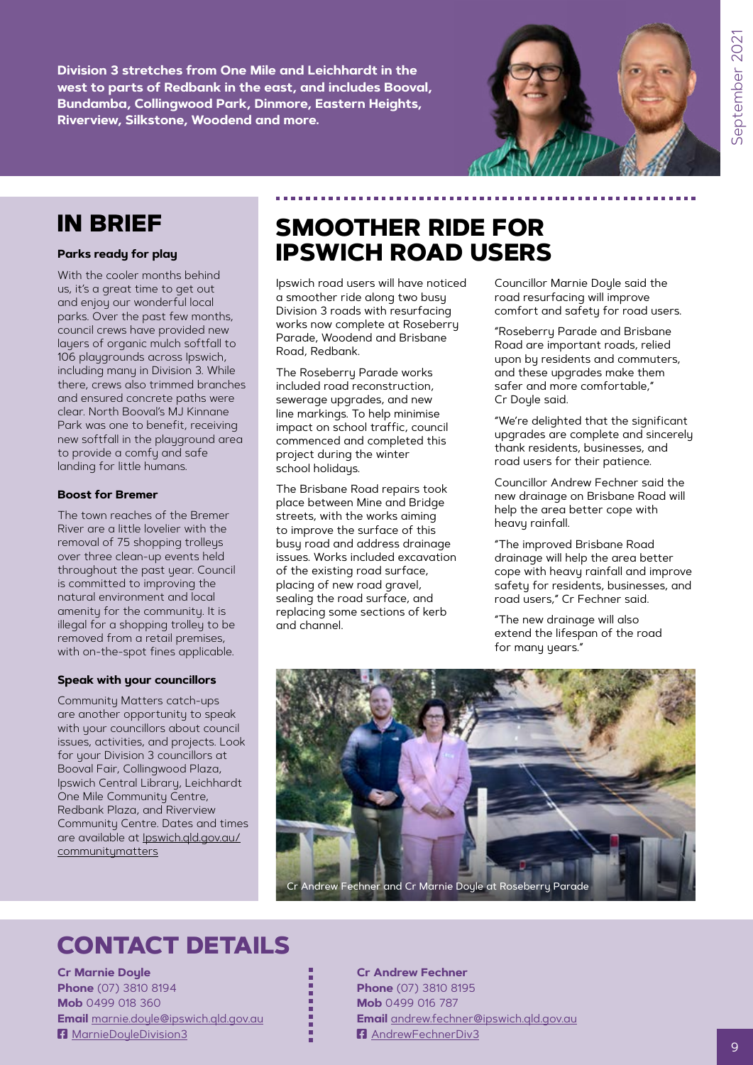**Division 3 stretches from One Mile and Leichhardt in the west to parts of Redbank in the east, and includes Booval, Bundamba, Collingwood Park, Dinmore, Eastern Heights, Riverview, Silkstone, Woodend and more.**

## IN BRIEF

**Parks ready for play**

With the cooler months behind us, it's a great time to get out and enjoy our wonderful local parks. Over the past few months, council crews have provided new layers of organic mulch softfall to 106 playgrounds across Ipswich, including many in Division 3. While there, crews also trimmed branches and ensured concrete paths were clear. North Booval's MJ Kinnane Park was one to benefit, receiving new softfall in the playground area to provide a comfy and safe landing for little humans.

**Boost for Bremer**

The town reaches of the Bremer River are a little lovelier with the removal of 75 shopping trolleys over three clean-up events held throughout the past year. Council is committed to improving the natural environment and local amenity for the community. It is illegal for a shopping trolley to be removed from a retail premises, with on-the-spot fines applicable.

**Speak with your councillors**

Community Matters catch-ups are another opportunity to speak with your councillors about council issues, activities, and projects. Look for your Division 3 councillors at Booval Fair, Collingwood Plaza, Ipswich Central Library, Leichhardt One Mile Community Centre, Redbank Plaza, and Riverview Community Centre. Dates and times are available at Ipswich.qld.gov.au/communitymatters

## SMOOTHER RIDE FOR IPSWICH ROAD USERS

Ipswich road users will have noticed a smoother ride along two busy Division 3 roads with resurfacing works now complete at Roseberry Parade, Woodend and Brisbane Road, Redbank.

The Roseberry Parade works included road reconstruction, sewerage upgrades, and new line markings. To help minimise impact on school traffic, council commenced and completed this project during the winter school holidays.

The Brisbane Road repairs took place between Mine and Bridge streets, with the works aiming to improve the surface of this busy road and address drainage issues. Works included excavation of the existing road surface, placing of new road gravel, sealing the road surface, and replacing some sections of kerb and channel.

Councillor Marnie Doyle said the road resurfacing will improve comfort and safety for road users.

"Roseberry Parade and Brisbane Road are important roads, relied upon by residents and commuters, and these upgrades make them safer and more comfortable," Cr Doyle said.

"We're delighted that the significant upgrades are complete and sincerely thank residents, businesses, and road users for their patience.

Councillor Andrew Fechner said the new drainage on Brisbane Road will help the area better cope with heavy rainfall.

"The improved Brisbane Road drainage will help the area better cope with heavy rainfall and improve safety for residents, businesses, and road users," Cr Fechner said.

"The new drainage will also extend the lifespan of the road for many years."

Cr Andrew Fechner and Cr Marnie Doyle at Roseberry Parade

## CONTACT DETAILS

**Cr Marnie Doyle**
**Phone** (07) 3810 8194
**Mob** 0499 018 360
**Email** marnie.doyle@ipswich.qld.gov.au
MarnieDoyleDivision3

**Cr Andrew Fechner**
**Phone** (07) 3810 8195
**Mob** 0499 016 787
**Email** andrew.fechner@ipswich.qld.gov.au
AndrewFechnerDiv3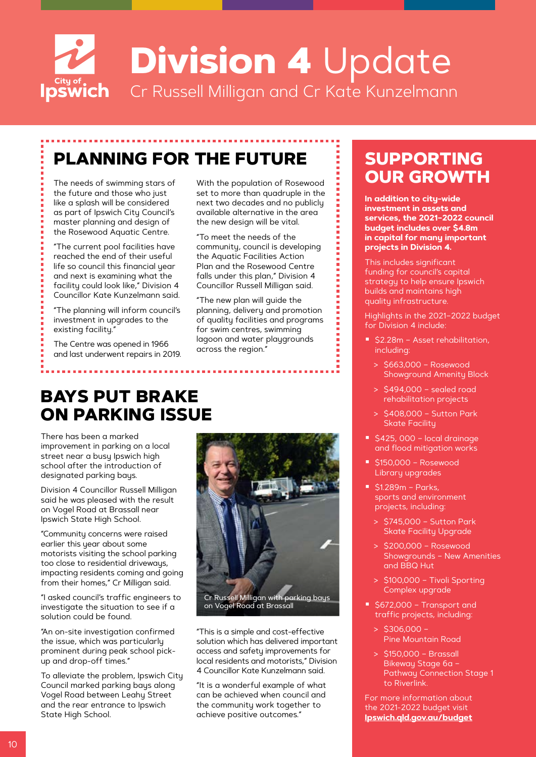# Division 4 Update

Cr Russell Milligan and Cr Kate Kunzelmann

## PLANNING FOR THE FUTURE

The needs of swimming stars of the future and those who just like a splash will be considered as part of Ipswich City Council's master planning and design of the Rosewood Aquatic Centre.

"The current pool facilities have reached the end of their useful life so council this financial year and next is examining what the facility could look like," Division 4 Councillor Kate Kunzelmann said.

"The planning will inform council's investment in upgrades to the existing facility."

The Centre was opened in 1966 and last underwent repairs in 2019.

With the population of Rosewood set to more than quadruple in the next two decades and no publicly available alternative in the area the new design will be vital.

"To meet the needs of the community, council is developing the Aquatic Facilities Action Plan and the Rosewood Centre falls under this plan," Division 4 Councillor Russell Milligan said.

"The new plan will guide the planning, delivery and promotion of quality facilities and programs for swim centres, swimming lagoon and water playgrounds across the region."

## BAYS PUT BRAKE ON PARKING ISSUE

There has been a marked improvement in parking on a local street near a busy Ipswich high school after the introduction of designated parking bays.

Division 4 Councillor Russell Milligan said he was pleased with the result on Vogel Road at Brassall near Ipswich State High School.

"Community concerns were raised earlier this year about some motorists visiting the school parking too close to residential driveways, impacting residents coming and going from their homes," Cr Milligan said.

"I asked council's traffic engineers to investigate the situation to see if a solution could be found.

"An on-site investigation confirmed the issue, which was particularly prominent during peak school pick-up and drop-off times."

To alleviate the problem, Ipswich City Council marked parking bays along Vogel Road between Leahy Street and the rear entrance to Ipswich State High School.

Cr Russell Milligan with parking bays on Vogel Road at Brassall

"This is a simple and cost-effective solution which has delivered important access and safety improvements for local residents and motorists," Division 4 Councillor Kate Kunzelmann said.

"It is a wonderful example of what can be achieved when council and the community work together to achieve positive outcomes."

## SUPPORTING OUR GROWTH

**In addition to city-wide investment in assets and services, the 2021–2022 council budget includes over $4.8m in capital for many important projects in Division 4.**

This includes significant funding for council's capital strategy to help ensure Ipswich builds and maintains high quality infrastructure.

Highlights in the 2021–2022 budget for Division 4 include:

- $2.28m – Asset rehabilitation, including:
  - $663,000 – Rosewood Showground Amenity Block
  - $494,000 – sealed road rehabilitation projects
  - $408,000 – Sutton Park Skate Facility
- $425, 000 – local drainage and flood mitigation works
- $150,000 – Rosewood Library upgrades
- $1.289m – Parks, sports and environment projects, including:
  - $745,000 – Sutton Park Skate Facility Upgrade
  - $200,000 – Rosewood Showgrounds – New Amenities and BBQ Hut
  - $100,000 – Tivoli Sporting Complex upgrade
- $672,000 – Transport and traffic projects, including:
  - $306,000 – Pine Mountain Road
  - $150,000 – Brassall Bikeway Stage 6a – Pathway Connection Stage 1 to Riverlink.

For more information about the 2021-2022 budget visit **Ipswich.qld.gov.au/budget**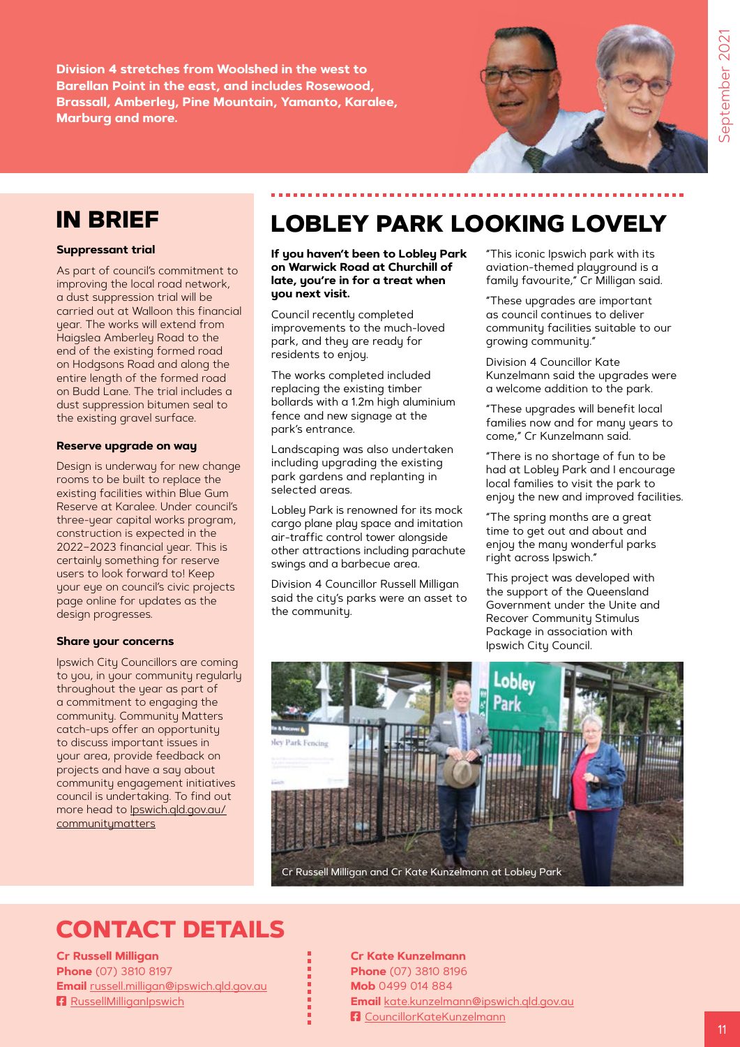**Division 4 stretches from Woolshed in the west to Barellan Point in the east, and includes Rosewood, Brassall, Amberley, Pine Mountain, Yamanto, Karalee, Marburg and more.**

## IN BRIEF

**Suppressant trial**

As part of council's commitment to improving the local road network, a dust suppression trial will be carried out at Walloon this financial year. The works will extend from Haigslea Amberley Road to the end of the existing formed road on Hodgsons Road and along the entire length of the formed road on Budd Lane. The trial includes a dust suppression bitumen seal to the existing gravel surface.

**Reserve upgrade on way**

Design is underway for new change rooms to be built to replace the existing facilities within Blue Gum Reserve at Karalee. Under council's three-year capital works program, construction is expected in the 2022–2023 financial year. This is certainly something for reserve users to look forward to! Keep your eye on council's civic projects page online for updates as the design progresses.

**Share your concerns**

Ipswich City Councillors are coming to you, in your community regularly throughout the year as part of a commitment to engaging the community. Community Matters catch-ups offer an opportunity to discuss important issues in your area, provide feedback on projects and have a say about community engagement initiatives council is undertaking. To find out more head to Ipswich.qld.gov.au/communitymatters

## LOBLEY PARK LOOKING LOVELY

**If you haven't been to Lobley Park on Warwick Road at Churchill of late, you're in for a treat when you next visit.**

Council recently completed improvements to the much-loved park, and they are ready for residents to enjoy.

The works completed included replacing the existing timber bollards with a 1.2m high aluminium fence and new signage at the park's entrance.

Landscaping was also undertaken including upgrading the existing park gardens and replanting in selected areas.

Lobley Park is renowned for its mock cargo plane play space and imitation air-traffic control tower alongside other attractions including parachute swings and a barbecue area.

Division 4 Councillor Russell Milligan said the city's parks were an asset to the community.

"This iconic Ipswich park with its aviation-themed playground is a family favourite," Cr Milligan said.

"These upgrades are important as council continues to deliver community facilities suitable to our growing community."

Division 4 Councillor Kate Kunzelmann said the upgrades were a welcome addition to the park.

"These upgrades will benefit local families now and for many years to come," Cr Kunzelmann said.

"There is no shortage of fun to be had at Lobley Park and I encourage local families to visit the park to enjoy the new and improved facilities.

"The spring months are a great time to get out and about and enjoy the many wonderful parks right across Ipswich."

This project was developed with the support of the Queensland Government under the Unite and Recover Community Stimulus Package in association with Ipswich City Council.

Cr Russell Milligan and Cr Kate Kunzelmann at Lobley Park

## CONTACT DETAILS

**Cr Russell Milligan**
**Phone** (07) 3810 8197
**Email** russell.milligan@ipswich.qld.gov.au
RussellMilliganIpswich

**Cr Kate Kunzelmann**
**Phone** (07) 3810 8196
**Mob** 0499 014 884
**Email** kate.kunzelmann@ipswich.qld.gov.au
CouncillorKateKunzelmann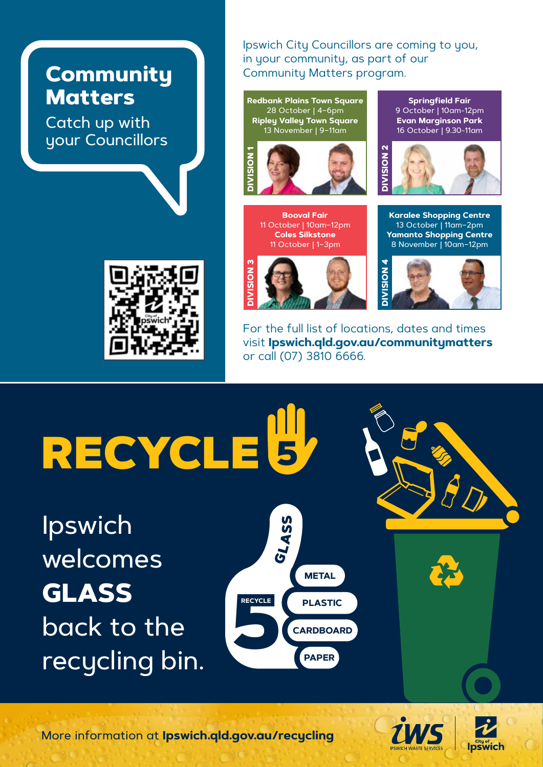# Community Matters

Catch up with your Councillors

Ipswich City Councillors are coming to you, in your community, as part of our Community Matters program.

**DIVISION 1**

**Redbank Plains Town Square**
28 October | 4–6pm
**Ripley Valley Town Square**
13 November | 9–11am

**DIVISION 2**

**Springfield Fair**
9 October | 10am-12pm
**Evan Marginson Park**
16 October | 9.30-11am

**DIVISION 3**

**Booval Fair**
11 October | 10am–12pm
**Coles Silkstone**
11 October | 1–3pm

**DIVISION 4**

**Karalee Shopping Centre**
13 October | 11am–2pm
**Yamanto Shopping Centre**
8 November | 10am–12pm

For the full list of locations, dates and times visit **Ipswich.qld.gov.au/communitymatters** or call (07) 3810 6666.

# RECYCLE 5

Ipswich welcomes **GLASS** back to the recycling bin.

RECYCLE 5: GLASS, METAL, PLASTIC, CARDBOARD, PAPER

More information at **Ipswich.qld.gov.au/recycling**

IWS IPSWICH WASTE SERVICES | City of Ipswich